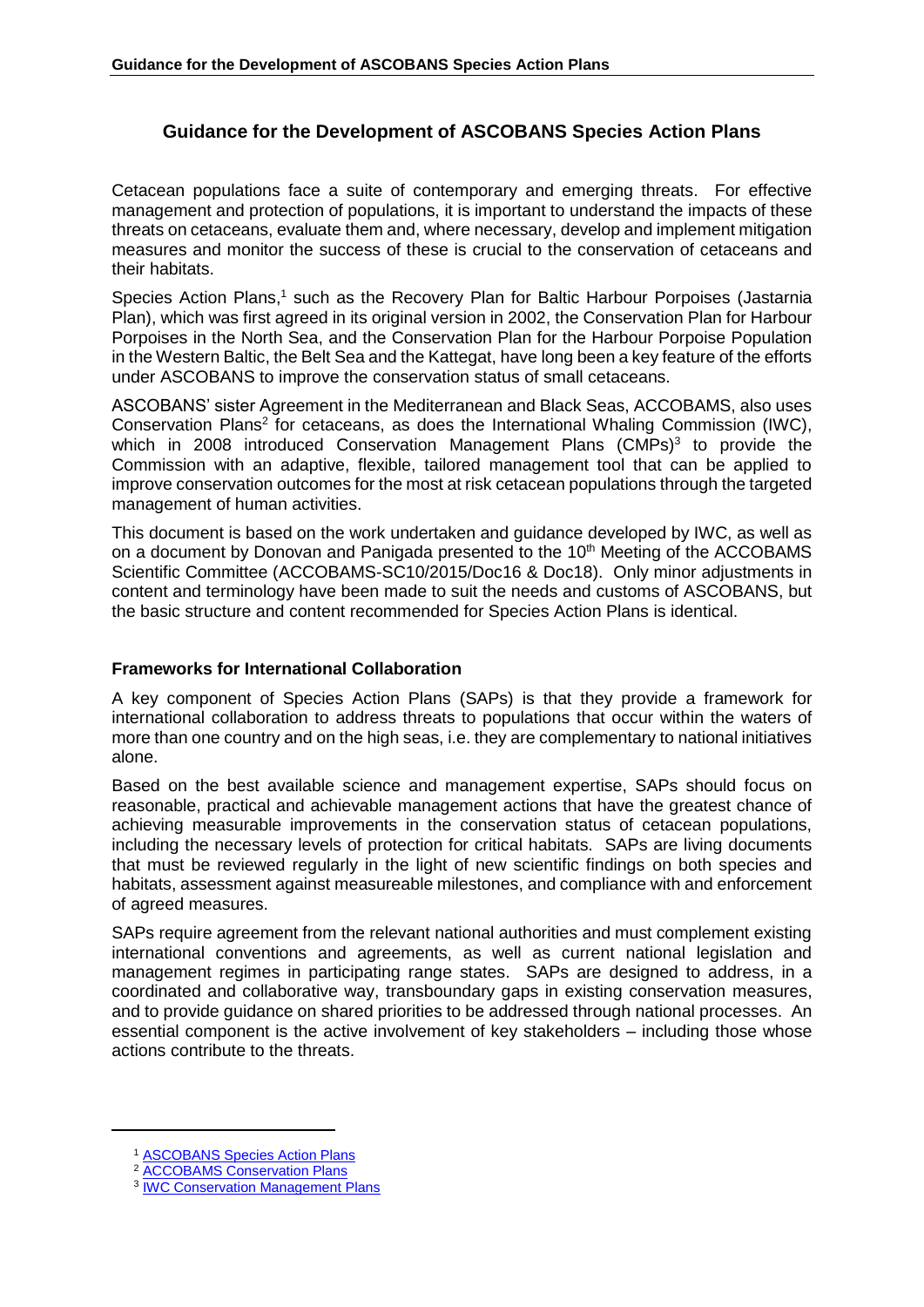# Guidance for the Development of ASCOBANS Species Action Plans

Cetacean populations face a suite of contemporary and emerging threats. For effective management and protection of populations, it is important to understand the impacts of these threats on cetaceans, evaluate them and, where necessary, develop and implement mitigation measures and monitor the success of these is crucial to the conservation of cetaceans and their habitats.

Species Action Plans,[1] such as the Recovery Plan for Baltic Harbour Porpoises (Jastarnia Plan), which was first agreed in its original version in 2002, the Conservation Plan for Harbour Porpoises in the North Sea, and the Conservation Plan for the Harbour Porpoise Population in the Western Baltic, the Belt Sea and the Kattegat, have long been a key feature of the efforts under ASCOBANS to improve the conservation status of small cetaceans.

ASCOBANS' sister Agreement in the Mediterranean and Black Seas, ACCOBAMS, also uses Conservation Plans[2] for cetaceans, as does the International Whaling Commission (IWC), which in 2008 introduced Conservation Management Plans (CMPs)[3] to provide the Commission with an adaptive, flexible, tailored management tool that can be applied to improve conservation outcomes for the most at risk cetacean populations through the targeted management of human activities.

This document is based on the work undertaken and guidance developed by IWC, as well as on a document by Donovan and Panigada presented to the 10th Meeting of the ACCOBAMS Scientific Committee (ACCOBAMS-SC10/2015/Doc16 & Doc18). Only minor adjustments in content and terminology have been made to suit the needs and customs of ASCOBANS, but the basic structure and content recommended for Species Action Plans is identical.

## Frameworks for International Collaboration

A key component of Species Action Plans (SAPs) is that they provide a framework for international collaboration to address threats to populations that occur within the waters of more than one country and on the high seas, i.e. they are complementary to national initiatives alone.

Based on the best available science and management expertise, SAPs should focus on reasonable, practical and achievable management actions that have the greatest chance of achieving measurable improvements in the conservation status of cetacean populations, including the necessary levels of protection for critical habitats. SAPs are living documents that must be reviewed regularly in the light of new scientific findings on both species and habitats, assessment against measureable milestones, and compliance with and enforcement of agreed measures.

SAPs require agreement from the relevant national authorities and must complement existing international conventions and agreements, as well as current national legislation and management regimes in participating range states. SAPs are designed to address, in a coordinated and collaborative way, transboundary gaps in existing conservation measures, and to provide guidance on shared priorities to be addressed through national processes. An essential component is the active involvement of key stakeholders – including those whose actions contribute to the threats.

---

[1] ASCOBANS Species Action Plans

[2] ACCOBAMS Conservation Plans

[3] IWC Conservation Management Plans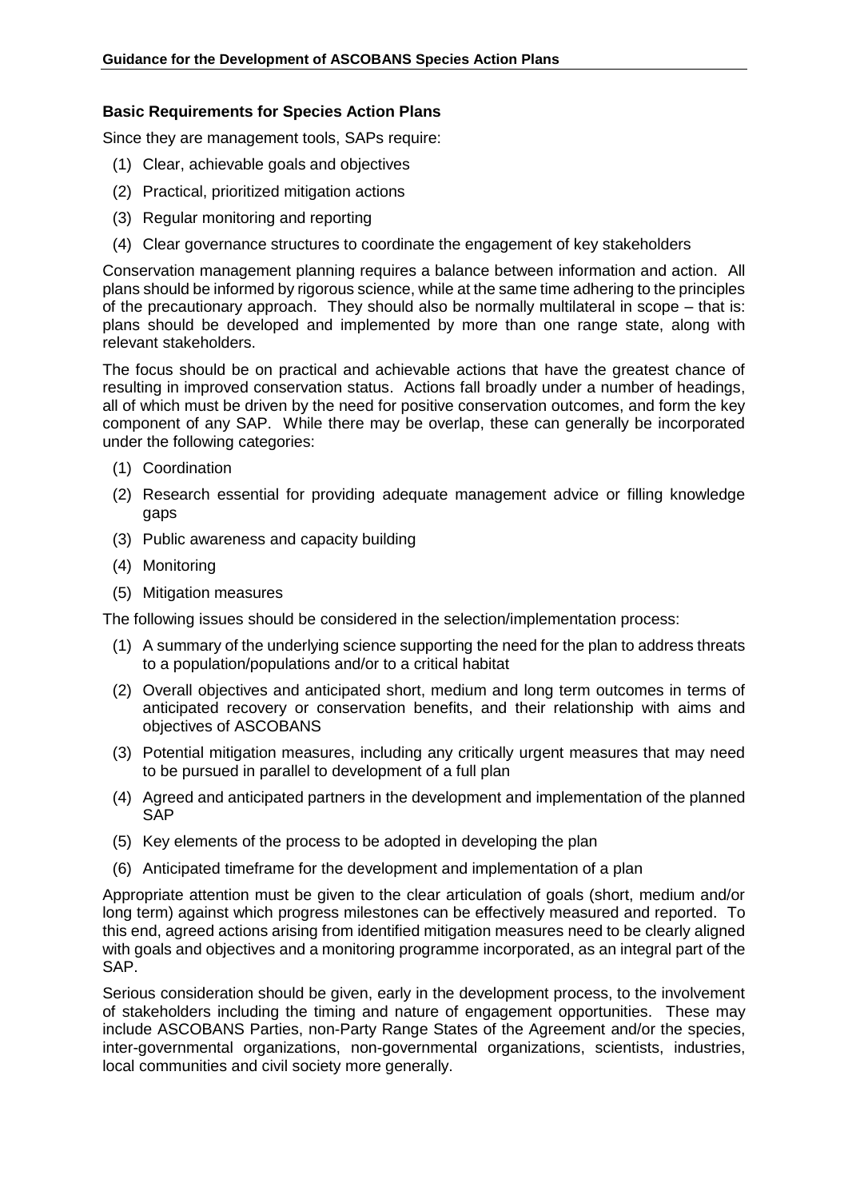### Basic Requirements for Species Action Plans

Since they are management tools, SAPs require:

1. Clear, achievable goals and objectives
2. Practical, prioritized mitigation actions
3. Regular monitoring and reporting
4. Clear governance structures to coordinate the engagement of key stakeholders

Conservation management planning requires a balance between information and action. All plans should be informed by rigorous science, while at the same time adhering to the principles of the precautionary approach. They should also be normally multilateral in scope – that is: plans should be developed and implemented by more than one range state, along with relevant stakeholders.

The focus should be on practical and achievable actions that have the greatest chance of resulting in improved conservation status. Actions fall broadly under a number of headings, all of which must be driven by the need for positive conservation outcomes, and form the key component of any SAP. While there may be overlap, these can generally be incorporated under the following categories:

1. Coordination
2. Research essential for providing adequate management advice or filling knowledge gaps
3. Public awareness and capacity building
4. Monitoring
5. Mitigation measures

The following issues should be considered in the selection/implementation process:

1. A summary of the underlying science supporting the need for the plan to address threats to a population/populations and/or to a critical habitat
2. Overall objectives and anticipated short, medium and long term outcomes in terms of anticipated recovery or conservation benefits, and their relationship with aims and objectives of ASCOBANS
3. Potential mitigation measures, including any critically urgent measures that may need to be pursued in parallel to development of a full plan
4. Agreed and anticipated partners in the development and implementation of the planned SAP
5. Key elements of the process to be adopted in developing the plan
6. Anticipated timeframe for the development and implementation of a plan

Appropriate attention must be given to the clear articulation of goals (short, medium and/or long term) against which progress milestones can be effectively measured and reported. To this end, agreed actions arising from identified mitigation measures need to be clearly aligned with goals and objectives and a monitoring programme incorporated, as an integral part of the SAP.

Serious consideration should be given, early in the development process, to the involvement of stakeholders including the timing and nature of engagement opportunities. These may include ASCOBANS Parties, non-Party Range States of the Agreement and/or the species, inter-governmental organizations, non-governmental organizations, scientists, industries, local communities and civil society more generally.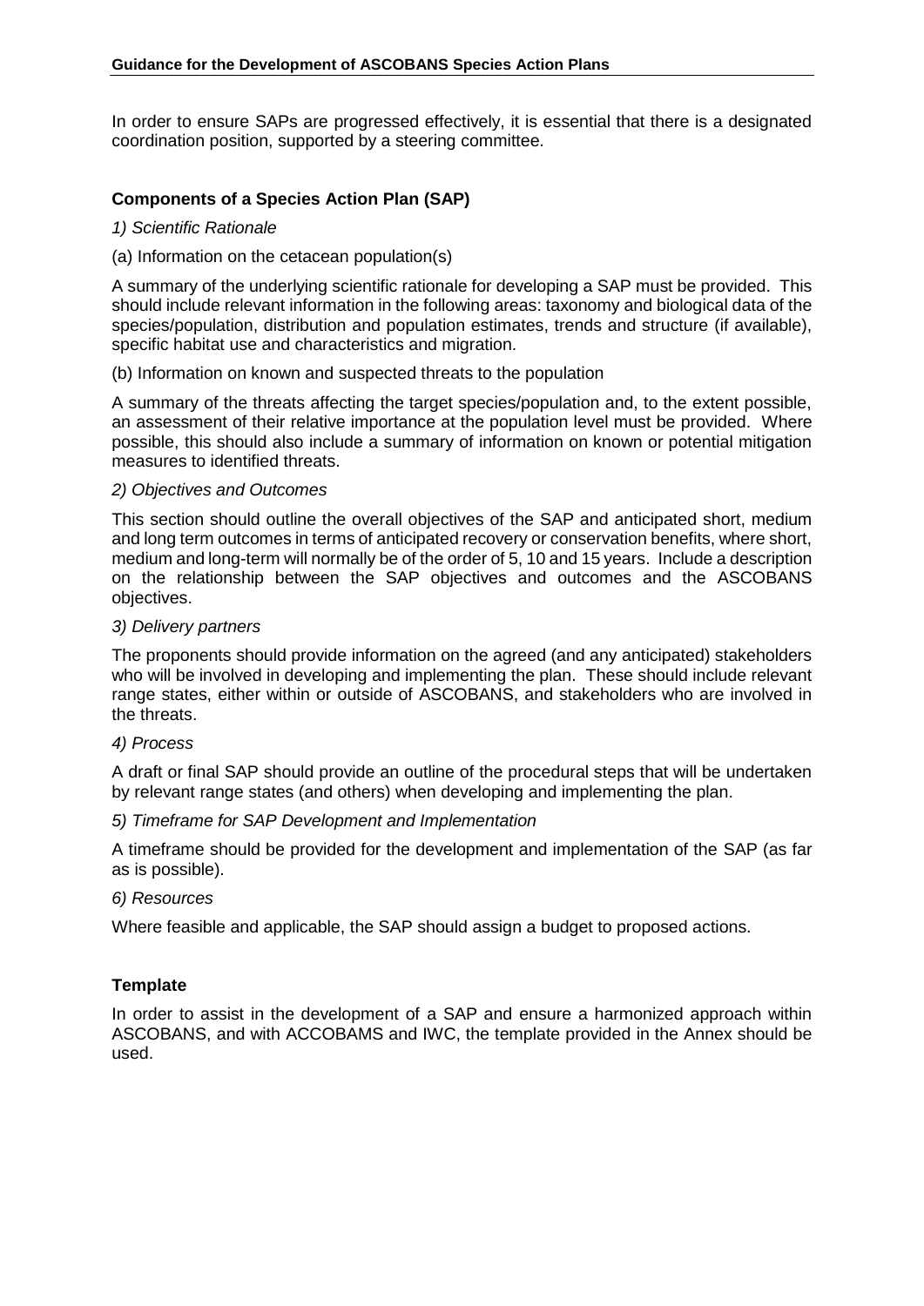In order to ensure SAPs are progressed effectively, it is essential that there is a designated coordination position, supported by a steering committee.

## Components of a Species Action Plan (SAP)

*1) Scientific Rationale*

(a) Information on the cetacean population(s)

A summary of the underlying scientific rationale for developing a SAP must be provided. This should include relevant information in the following areas: taxonomy and biological data of the species/population, distribution and population estimates, trends and structure (if available), specific habitat use and characteristics and migration.

(b) Information on known and suspected threats to the population

A summary of the threats affecting the target species/population and, to the extent possible, an assessment of their relative importance at the population level must be provided. Where possible, this should also include a summary of information on known or potential mitigation measures to identified threats.

*2) Objectives and Outcomes*

This section should outline the overall objectives of the SAP and anticipated short, medium and long term outcomes in terms of anticipated recovery or conservation benefits, where short, medium and long-term will normally be of the order of 5, 10 and 15 years. Include a description on the relationship between the SAP objectives and outcomes and the ASCOBANS objectives.

*3) Delivery partners*

The proponents should provide information on the agreed (and any anticipated) stakeholders who will be involved in developing and implementing the plan. These should include relevant range states, either within or outside of ASCOBANS, and stakeholders who are involved in the threats.

*4) Process*

A draft or final SAP should provide an outline of the procedural steps that will be undertaken by relevant range states (and others) when developing and implementing the plan.

*5) Timeframe for SAP Development and Implementation*

A timeframe should be provided for the development and implementation of the SAP (as far as is possible).

*6) Resources*

Where feasible and applicable, the SAP should assign a budget to proposed actions.

## Template

In order to assist in the development of a SAP and ensure a harmonized approach within ASCOBANS, and with ACCOBAMS and IWC, the template provided in the Annex should be used.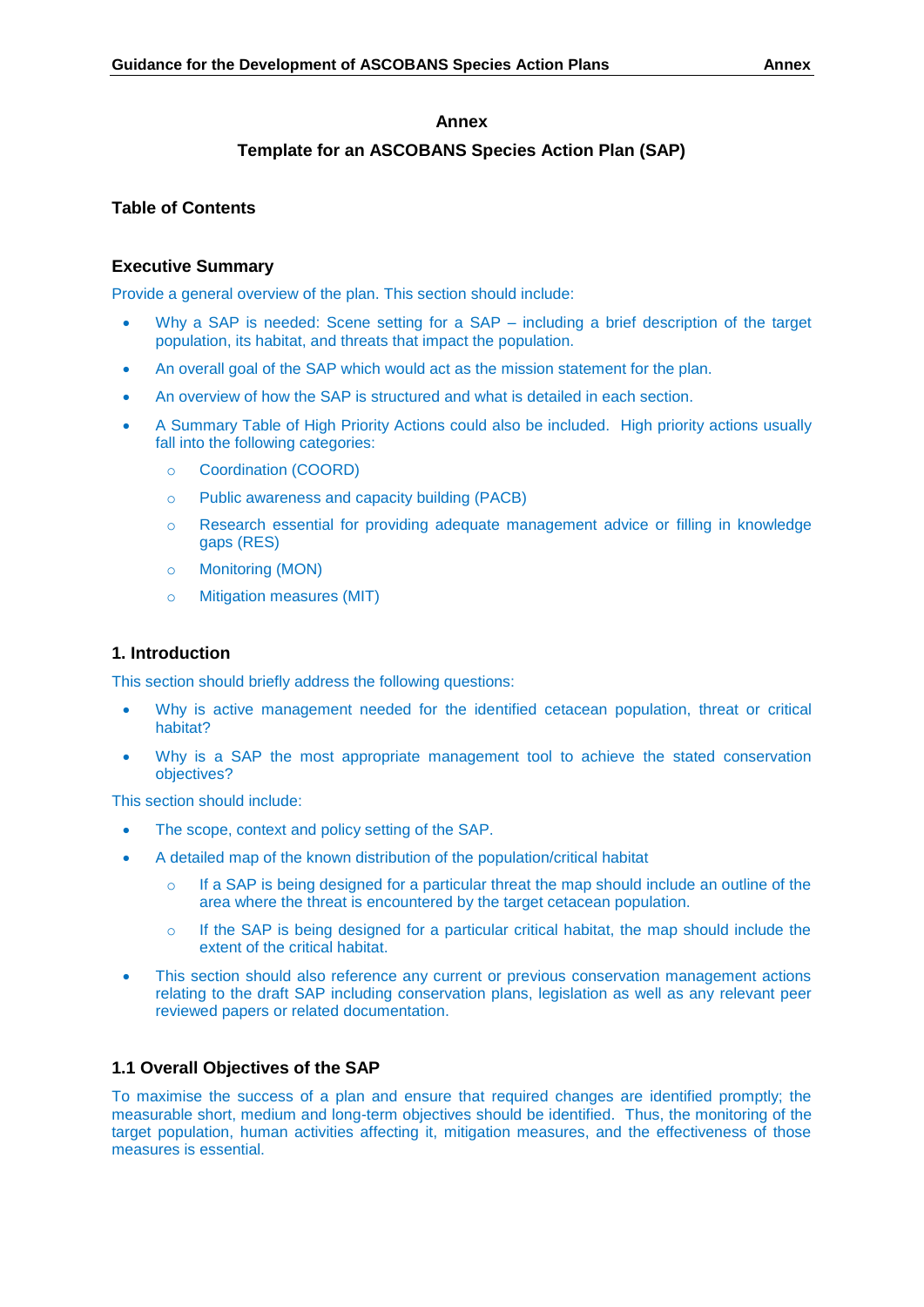# Annex

## Template for an ASCOBANS Species Action Plan (SAP)

### Table of Contents

### Executive Summary

Provide a general overview of the plan. This section should include:

- Why a SAP is needed: Scene setting for a SAP – including a brief description of the target population, its habitat, and threats that impact the population.
- An overall goal of the SAP which would act as the mission statement for the plan.
- An overview of how the SAP is structured and what is detailed in each section.
- A Summary Table of High Priority Actions could also be included. High priority actions usually fall into the following categories:
  - Coordination (COORD)
  - Public awareness and capacity building (PACB)
  - Research essential for providing adequate management advice or filling in knowledge gaps (RES)
  - Monitoring (MON)
  - Mitigation measures (MIT)

### 1. Introduction

This section should briefly address the following questions:

- Why is active management needed for the identified cetacean population, threat or critical habitat?
- Why is a SAP the most appropriate management tool to achieve the stated conservation objectives?

This section should include:

- The scope, context and policy setting of the SAP.
- A detailed map of the known distribution of the population/critical habitat
  - If a SAP is being designed for a particular threat the map should include an outline of the area where the threat is encountered by the target cetacean population.
  - If the SAP is being designed for a particular critical habitat, the map should include the extent of the critical habitat.
- This section should also reference any current or previous conservation management actions relating to the draft SAP including conservation plans, legislation as well as any relevant peer reviewed papers or related documentation.

### 1.1 Overall Objectives of the SAP

To maximise the success of a plan and ensure that required changes are identified promptly; the measurable short, medium and long-term objectives should be identified. Thus, the monitoring of the target population, human activities affecting it, mitigation measures, and the effectiveness of those measures is essential.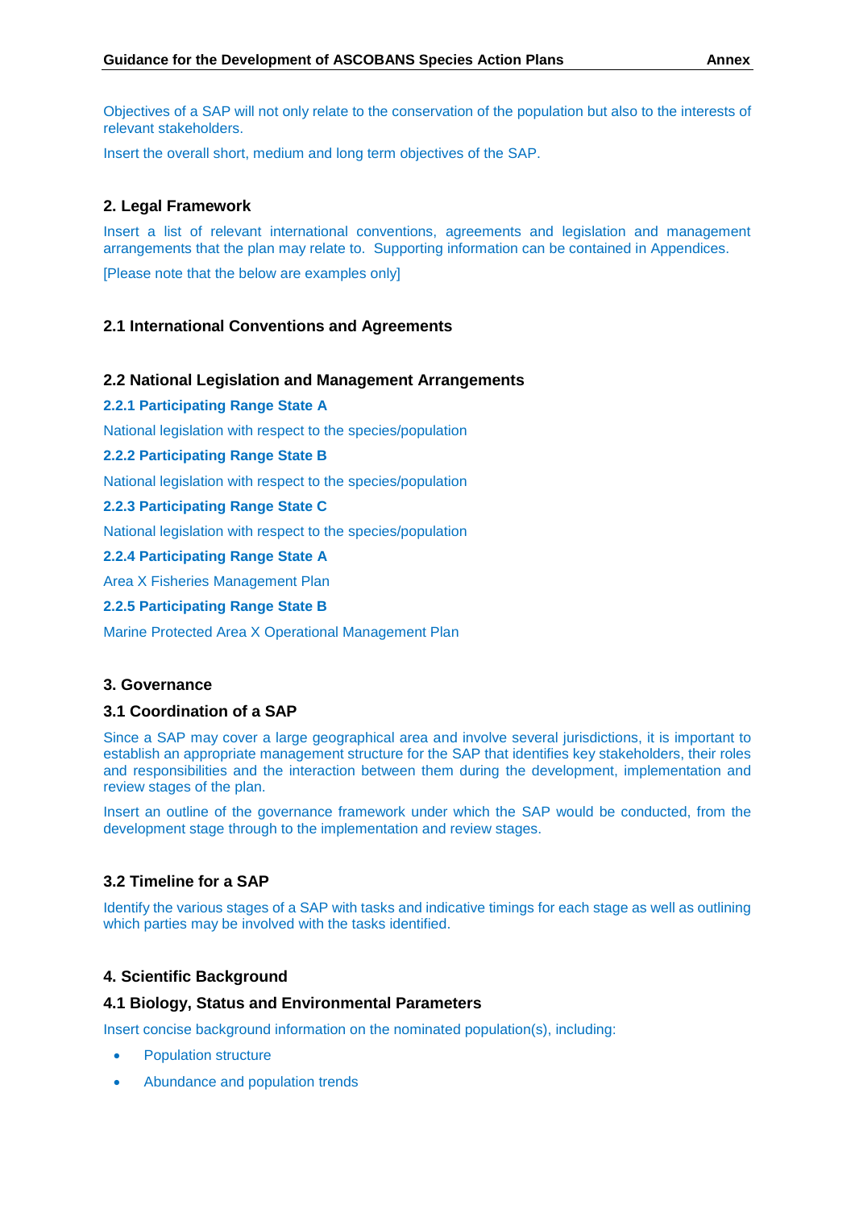Objectives of a SAP will not only relate to the conservation of the population but also to the interests of relevant stakeholders.

Insert the overall short, medium and long term objectives of the SAP.

## 2. Legal Framework

Insert a list of relevant international conventions, agreements and legislation and management arrangements that the plan may relate to. Supporting information can be contained in Appendices.

[Please note that the below are examples only]

### 2.1 International Conventions and Agreements

### 2.2 National Legislation and Management Arrangements

#### 2.2.1 Participating Range State A

National legislation with respect to the species/population

#### 2.2.2 Participating Range State B

National legislation with respect to the species/population

#### 2.2.3 Participating Range State C

National legislation with respect to the species/population

#### 2.2.4 Participating Range State A

Area X Fisheries Management Plan

#### 2.2.5 Participating Range State B

Marine Protected Area X Operational Management Plan

## 3. Governance

### 3.1 Coordination of a SAP

Since a SAP may cover a large geographical area and involve several jurisdictions, it is important to establish an appropriate management structure for the SAP that identifies key stakeholders, their roles and responsibilities and the interaction between them during the development, implementation and review stages of the plan.

Insert an outline of the governance framework under which the SAP would be conducted, from the development stage through to the implementation and review stages.

### 3.2 Timeline for a SAP

Identify the various stages of a SAP with tasks and indicative timings for each stage as well as outlining which parties may be involved with the tasks identified.

## 4. Scientific Background

### 4.1 Biology, Status and Environmental Parameters

Insert concise background information on the nominated population(s), including:

- Population structure
- Abundance and population trends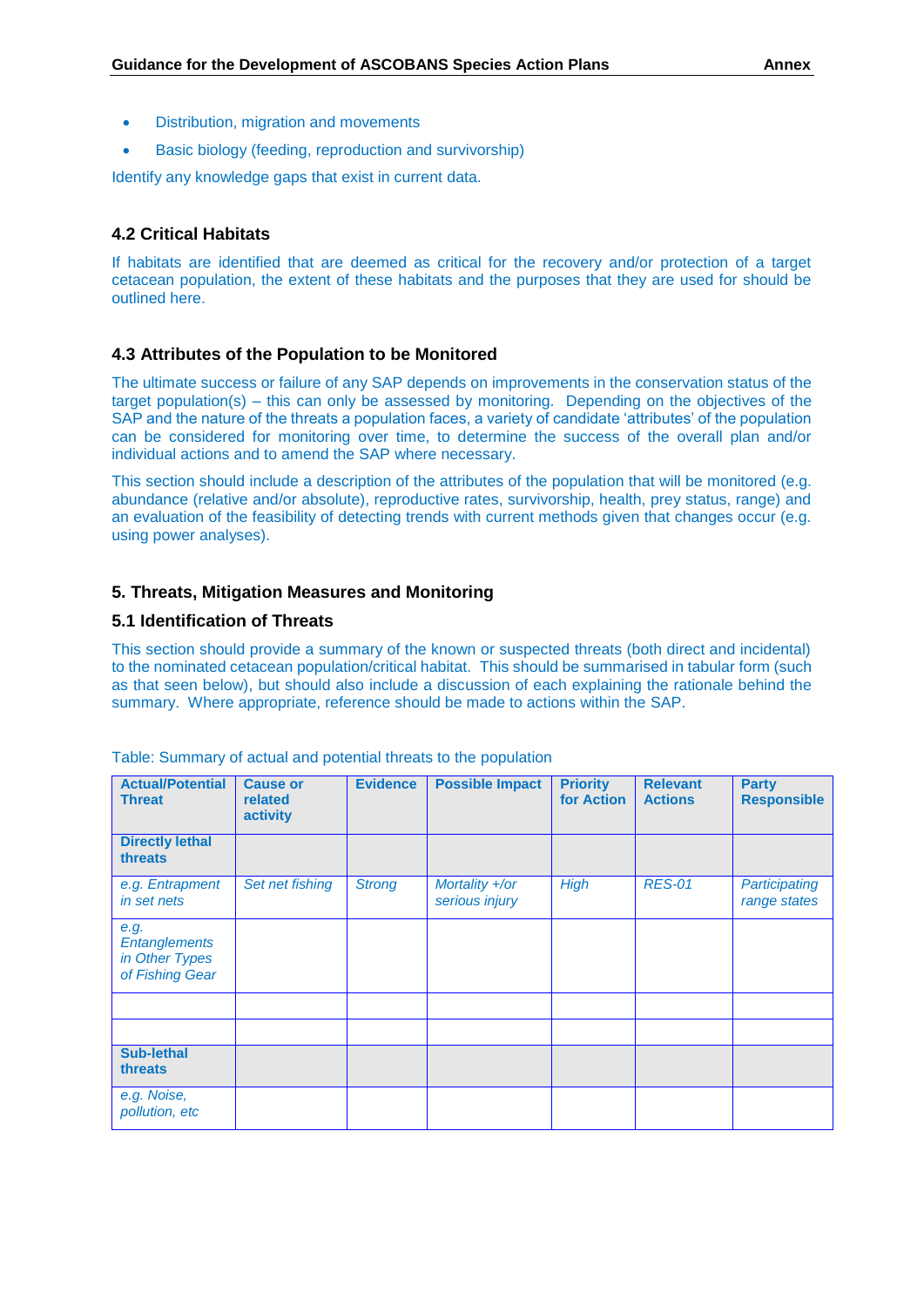- Distribution, migration and movements
- Basic biology (feeding, reproduction and survivorship)

Identify any knowledge gaps that exist in current data.

### 4.2 Critical Habitats

If habitats are identified that are deemed as critical for the recovery and/or protection of a target cetacean population, the extent of these habitats and the purposes that they are used for should be outlined here.

### 4.3 Attributes of the Population to be Monitored

The ultimate success or failure of any SAP depends on improvements in the conservation status of the target population(s) – this can only be assessed by monitoring. Depending on the objectives of the SAP and the nature of the threats a population faces, a variety of candidate 'attributes' of the population can be considered for monitoring over time, to determine the success of the overall plan and/or individual actions and to amend the SAP where necessary.

This section should include a description of the attributes of the population that will be monitored (e.g. abundance (relative and/or absolute), reproductive rates, survivorship, health, prey status, range) and an evaluation of the feasibility of detecting trends with current methods given that changes occur (e.g. using power analyses).

## 5. Threats, Mitigation Measures and Monitoring

### 5.1 Identification of Threats

This section should provide a summary of the known or suspected threats (both direct and incidental) to the nominated cetacean population/critical habitat. This should be summarised in tabular form (such as that seen below), but should also include a discussion of each explaining the rationale behind the summary. Where appropriate, reference should be made to actions within the SAP.

Table: Summary of actual and potential threats to the population

| Actual/Potential Threat | Cause or related activity | Evidence | Possible Impact | Priority for Action | Relevant Actions | Party Responsible |
|---|---|---|---|---|---|---|
| **Directly lethal threats** | | | | | | |
| *e.g. Entrapment in set nets* | *Set net fishing* | *Strong* | *Mortality +/or serious injury* | *High* | *RES-01* | *Participating range states* |
| *e.g. Entanglements in Other Types of Fishing Gear* | | | | | | |
| | | | | | | |
| | | | | | | |
| **Sub-lethal threats** | | | | | | |
| *e.g. Noise, pollution, etc* | | | | | | |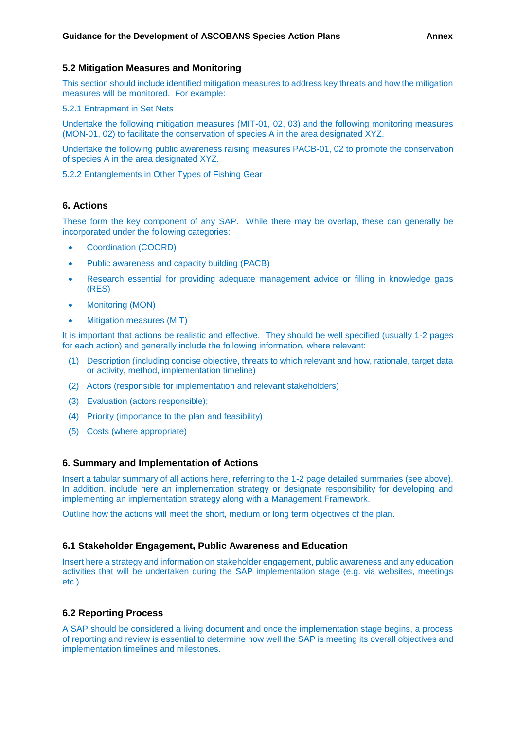## 5.2 Mitigation Measures and Monitoring

This section should include identified mitigation measures to address key threats and how the mitigation measures will be monitored. For example:

5.2.1 Entrapment in Set Nets

Undertake the following mitigation measures (MIT-01, 02, 03) and the following monitoring measures (MON-01, 02) to facilitate the conservation of species A in the area designated XYZ.

Undertake the following public awareness raising measures PACB-01, 02 to promote the conservation of species A in the area designated XYZ.

5.2.2 Entanglements in Other Types of Fishing Gear

## 6. Actions

These form the key component of any SAP. While there may be overlap, these can generally be incorporated under the following categories:

- Coordination (COORD)
- Public awareness and capacity building (PACB)
- Research essential for providing adequate management advice or filling in knowledge gaps (RES)
- Monitoring (MON)
- Mitigation measures (MIT)

It is important that actions be realistic and effective. They should be well specified (usually 1-2 pages for each action) and generally include the following information, where relevant:

(1) Description (including concise objective, threats to which relevant and how, rationale, target data or activity, method, implementation timeline)

(2) Actors (responsible for implementation and relevant stakeholders)

(3) Evaluation (actors responsible);

(4) Priority (importance to the plan and feasibility)

(5) Costs (where appropriate)

## 6. Summary and Implementation of Actions

Insert a tabular summary of all actions here, referring to the 1-2 page detailed summaries (see above). In addition, include here an implementation strategy or designate responsibility for developing and implementing an implementation strategy along with a Management Framework.

Outline how the actions will meet the short, medium or long term objectives of the plan.

## 6.1 Stakeholder Engagement, Public Awareness and Education

Insert here a strategy and information on stakeholder engagement, public awareness and any education activities that will be undertaken during the SAP implementation stage (e.g. via websites, meetings etc.).

## 6.2 Reporting Process

A SAP should be considered a living document and once the implementation stage begins, a process of reporting and review is essential to determine how well the SAP is meeting its overall objectives and implementation timelines and milestones.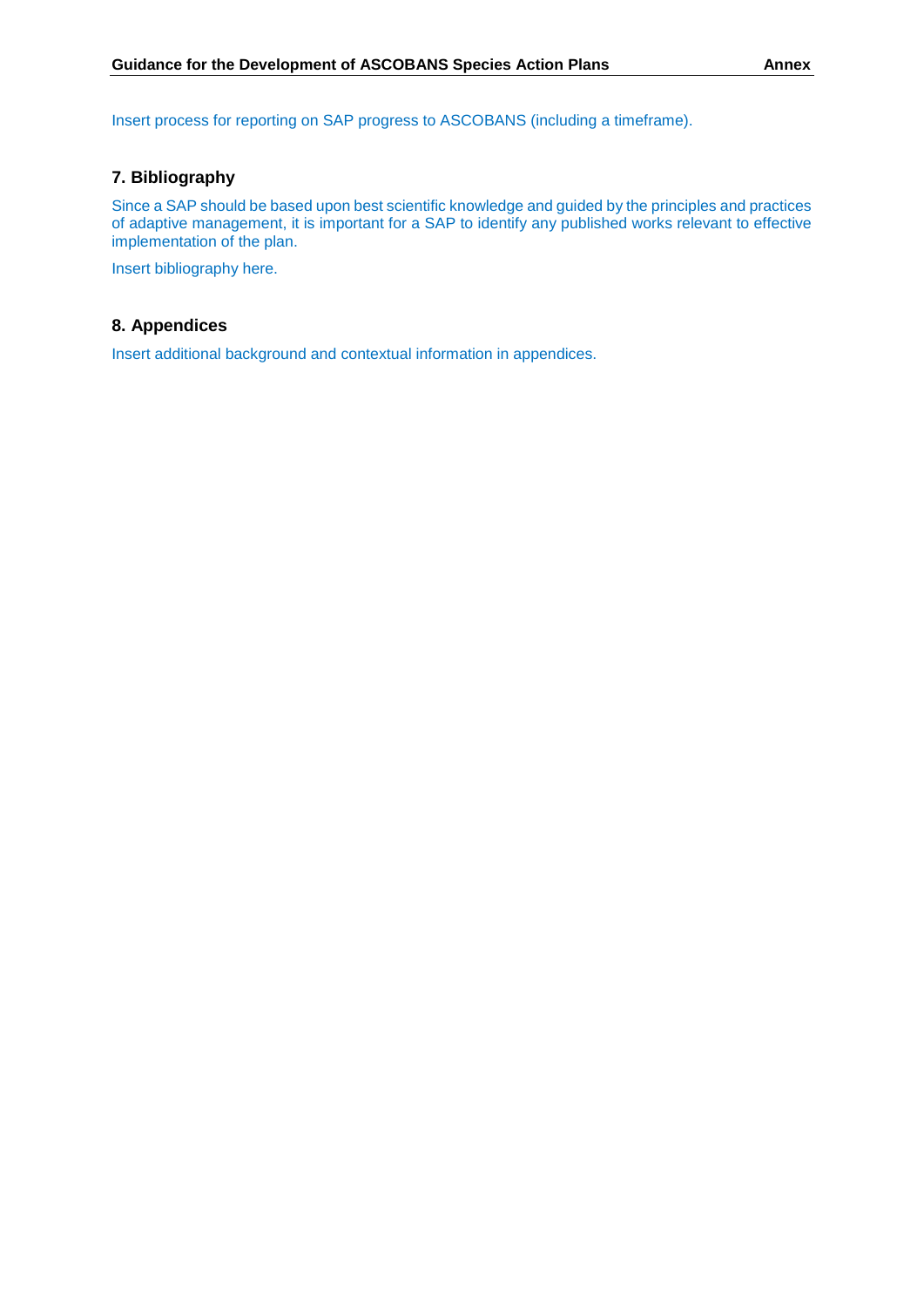Insert process for reporting on SAP progress to ASCOBANS (including a timeframe).

## 7. Bibliography

Since a SAP should be based upon best scientific knowledge and guided by the principles and practices of adaptive management, it is important for a SAP to identify any published works relevant to effective implementation of the plan.

Insert bibliography here.

## 8. Appendices

Insert additional background and contextual information in appendices.